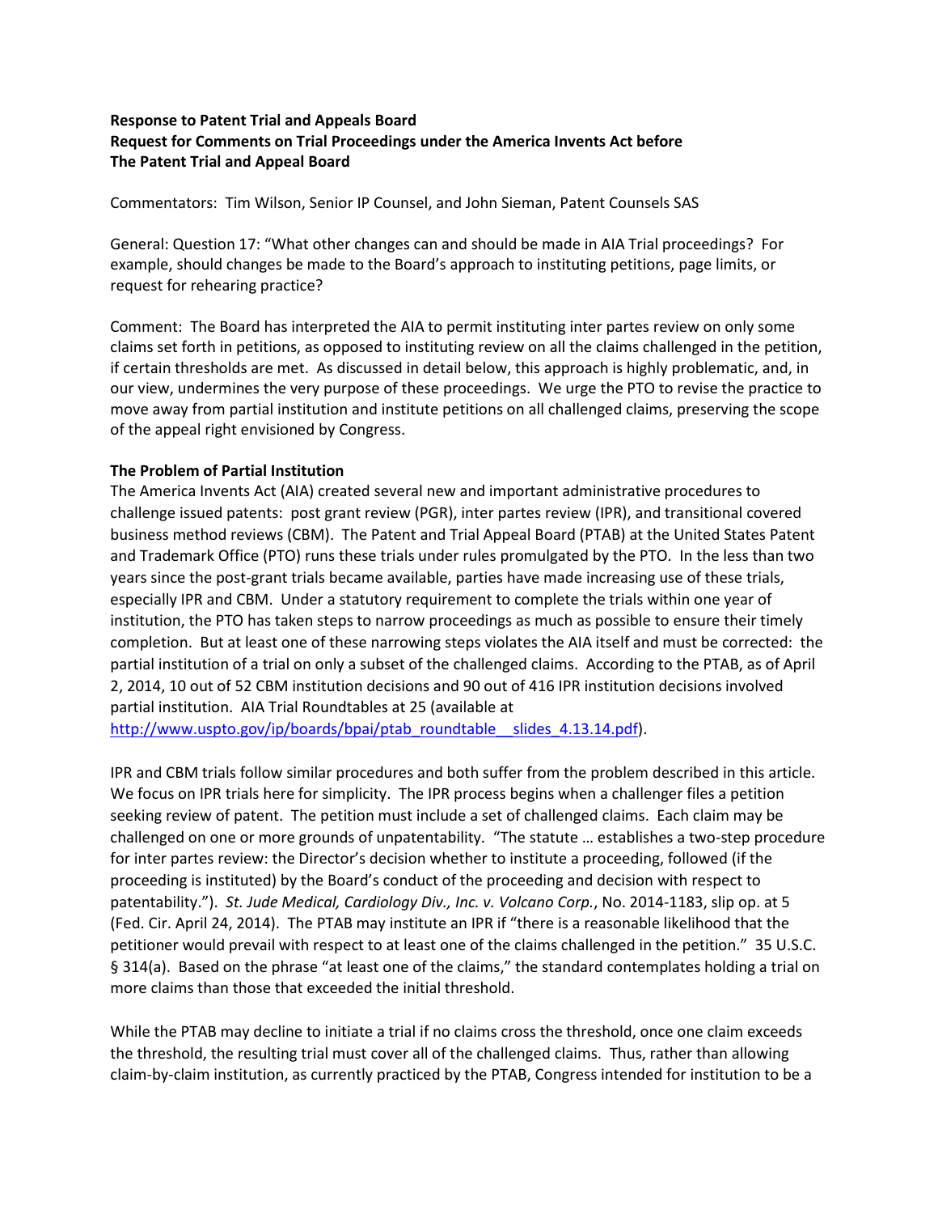**Response to Patent Trial and Appeals Board**
**Request for Comments on Trial Proceedings under the America Invents Act before**
**The Patent Trial and Appeal Board**

Commentators: Tim Wilson, Senior IP Counsel, and John Sieman, Patent Counsels SAS

General: Question 17: "What other changes can and should be made in AIA Trial proceedings? For example, should changes be made to the Board's approach to instituting petitions, page limits, or request for rehearing practice?

Comment: The Board has interpreted the AIA to permit instituting inter partes review on only some claims set forth in petitions, as opposed to instituting review on all the claims challenged in the petition, if certain thresholds are met. As discussed in detail below, this approach is highly problematic, and, in our view, undermines the very purpose of these proceedings. We urge the PTO to revise the practice to move away from partial institution and institute petitions on all challenged claims, preserving the scope of the appeal right envisioned by Congress.

**The Problem of Partial Institution**

The America Invents Act (AIA) created several new and important administrative procedures to challenge issued patents: post grant review (PGR), inter partes review (IPR), and transitional covered business method reviews (CBM). The Patent and Trial Appeal Board (PTAB) at the United States Patent and Trademark Office (PTO) runs these trials under rules promulgated by the PTO. In the less than two years since the post-grant trials became available, parties have made increasing use of these trials, especially IPR and CBM. Under a statutory requirement to complete the trials within one year of institution, the PTO has taken steps to narrow proceedings as much as possible to ensure their timely completion. But at least one of these narrowing steps violates the AIA itself and must be corrected: the partial institution of a trial on only a subset of the challenged claims. According to the PTAB, as of April 2, 2014, 10 out of 52 CBM institution decisions and 90 out of 416 IPR institution decisions involved partial institution. AIA Trial Roundtables at 25 (available at http://www.uspto.gov/ip/boards/bpai/ptab_roundtable__slides_4.13.14.pdf).

IPR and CBM trials follow similar procedures and both suffer from the problem described in this article. We focus on IPR trials here for simplicity. The IPR process begins when a challenger files a petition seeking review of patent. The petition must include a set of challenged claims. Each claim may be challenged on one or more grounds of unpatentability. "The statute … establishes a two-step procedure for inter partes review: the Director's decision whether to institute a proceeding, followed (if the proceeding is instituted) by the Board's conduct of the proceeding and decision with respect to patentability."). *St. Jude Medical, Cardiology Div., Inc. v. Volcano Corp.*, No. 2014-1183, slip op. at 5 (Fed. Cir. April 24, 2014). The PTAB may institute an IPR if "there is a reasonable likelihood that the petitioner would prevail with respect to at least one of the claims challenged in the petition." 35 U.S.C. § 314(a). Based on the phrase "at least one of the claims," the standard contemplates holding a trial on more claims than those that exceeded the initial threshold.

While the PTAB may decline to initiate a trial if no claims cross the threshold, once one claim exceeds the threshold, the resulting trial must cover all of the challenged claims. Thus, rather than allowing claim-by-claim institution, as currently practiced by the PTAB, Congress intended for institution to be a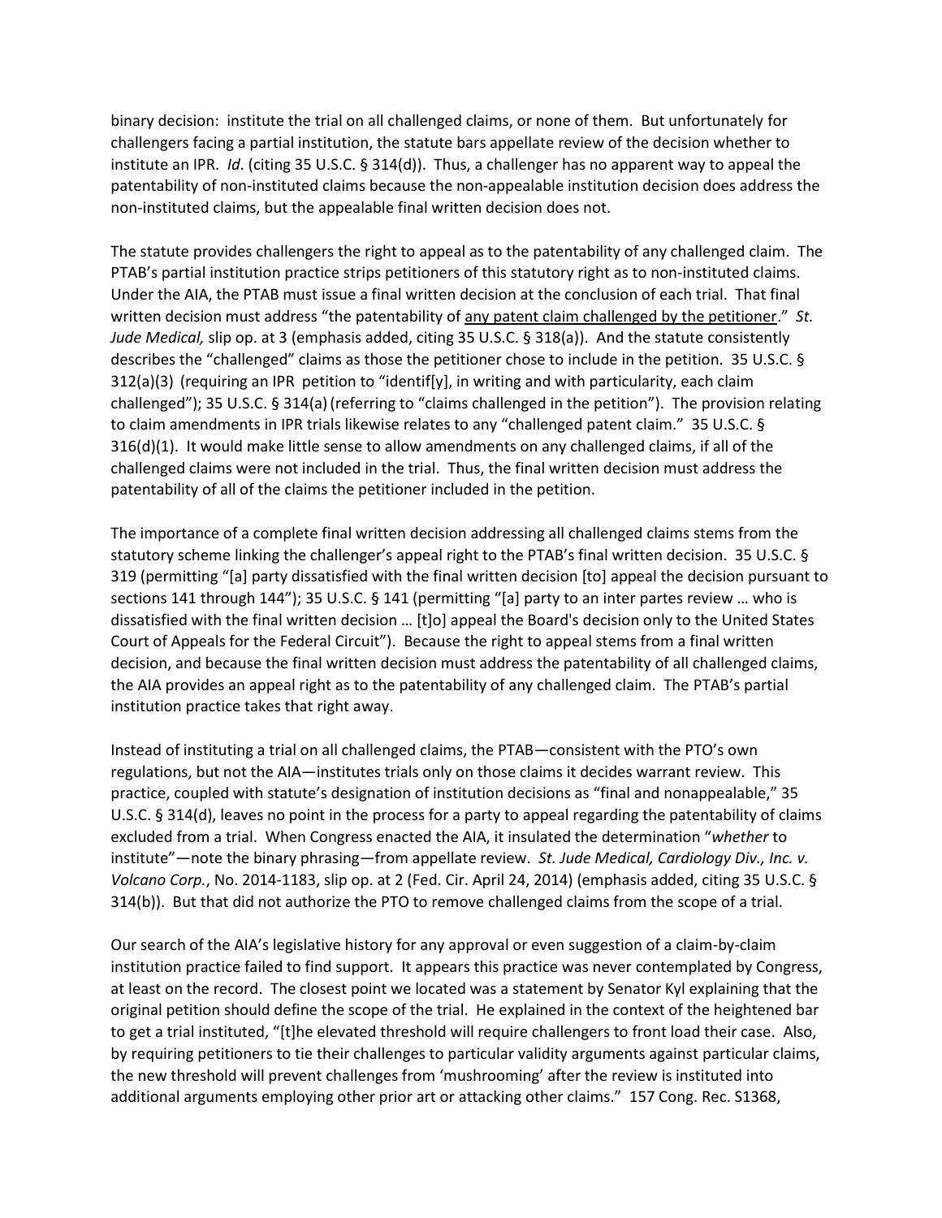binary decision: institute the trial on all challenged claims, or none of them. But unfortunately for challengers facing a partial institution, the statute bars appellate review of the decision whether to institute an IPR. *Id*. (citing 35 U.S.C. § 314(d)). Thus, a challenger has no apparent way to appeal the patentability of non-instituted claims because the non-appealable institution decision does address the non-instituted claims, but the appealable final written decision does not.

The statute provides challengers the right to appeal as to the patentability of any challenged claim. The PTAB's partial institution practice strips petitioners of this statutory right as to non-instituted claims. Under the AIA, the PTAB must issue a final written decision at the conclusion of each trial. That final written decision must address "the patentability of <u>any patent claim challenged by the petitioner</u>." *St. Jude Medical,* slip op. at 3 (emphasis added, citing 35 U.S.C. § 318(a)). And the statute consistently describes the "challenged" claims as those the petitioner chose to include in the petition. 35 U.S.C. § 312(a)(3) (requiring an IPR petition to "identif[y], in writing and with particularity, each claim challenged"); 35 U.S.C. § 314(a) (referring to "claims challenged in the petition"). The provision relating to claim amendments in IPR trials likewise relates to any "challenged patent claim." 35 U.S.C. § 316(d)(1). It would make little sense to allow amendments on any challenged claims, if all of the challenged claims were not included in the trial. Thus, the final written decision must address the patentability of all of the claims the petitioner included in the petition.

The importance of a complete final written decision addressing all challenged claims stems from the statutory scheme linking the challenger's appeal right to the PTAB's final written decision. 35 U.S.C. § 319 (permitting "[a] party dissatisfied with the final written decision [to] appeal the decision pursuant to sections 141 through 144"); 35 U.S.C. § 141 (permitting "[a] party to an inter partes review … who is dissatisfied with the final written decision … [t]o] appeal the Board's decision only to the United States Court of Appeals for the Federal Circuit"). Because the right to appeal stems from a final written decision, and because the final written decision must address the patentability of all challenged claims, the AIA provides an appeal right as to the patentability of any challenged claim. The PTAB's partial institution practice takes that right away.

Instead of instituting a trial on all challenged claims, the PTAB—consistent with the PTO's own regulations, but not the AIA—institutes trials only on those claims it decides warrant review. This practice, coupled with statute's designation of institution decisions as "final and nonappealable," 35 U.S.C. § 314(d), leaves no point in the process for a party to appeal regarding the patentability of claims excluded from a trial. When Congress enacted the AIA, it insulated the determination "*whether* to institute"—note the binary phrasing—from appellate review. *St. Jude Medical, Cardiology Div., Inc. v. Volcano Corp.*, No. 2014-1183, slip op. at 2 (Fed. Cir. April 24, 2014) (emphasis added, citing 35 U.S.C. § 314(b)). But that did not authorize the PTO to remove challenged claims from the scope of a trial.

Our search of the AIA's legislative history for any approval or even suggestion of a claim-by-claim institution practice failed to find support. It appears this practice was never contemplated by Congress, at least on the record. The closest point we located was a statement by Senator Kyl explaining that the original petition should define the scope of the trial. He explained in the context of the heightened bar to get a trial instituted, "[t]he elevated threshold will require challengers to front load their case. Also, by requiring petitioners to tie their challenges to particular validity arguments against particular claims, the new threshold will prevent challenges from 'mushrooming' after the review is instituted into additional arguments employing other prior art or attacking other claims." 157 Cong. Rec. S1368,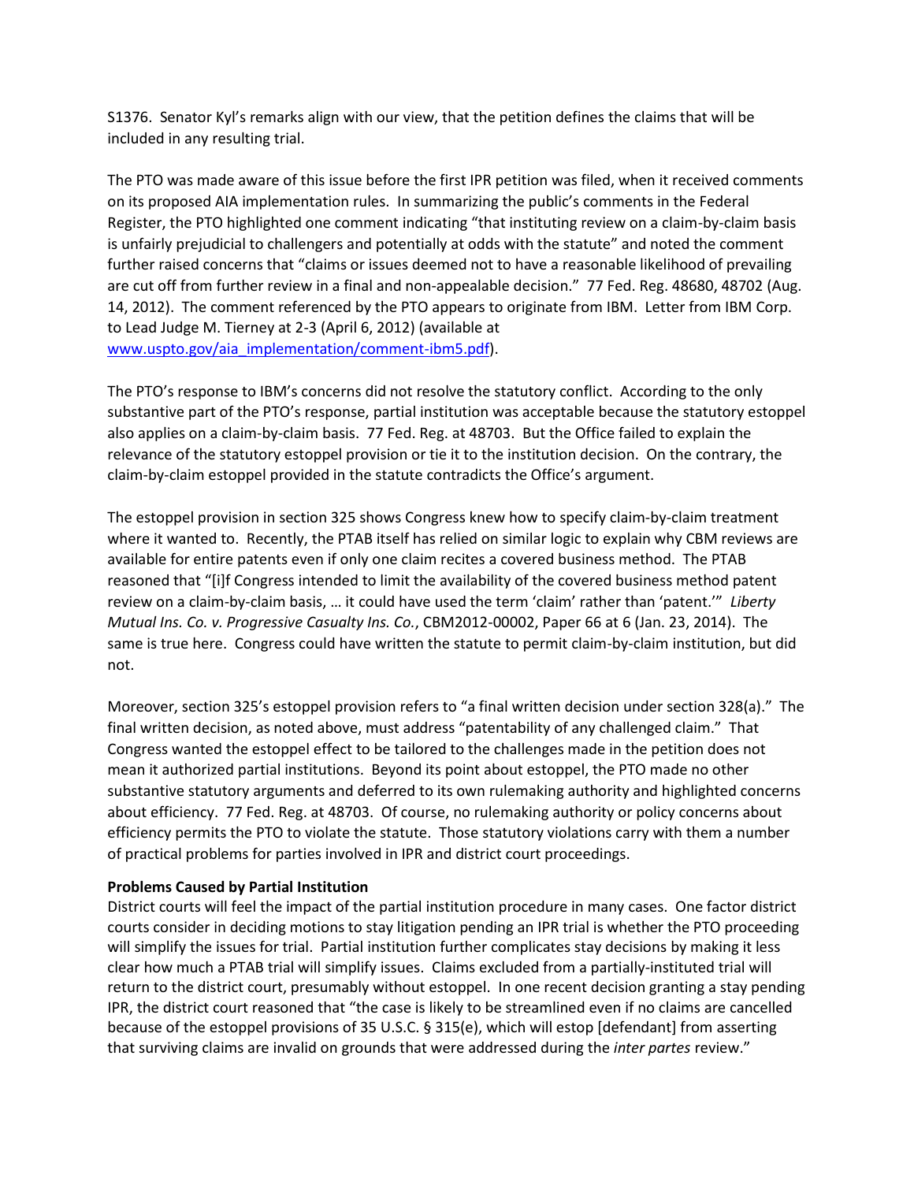S1376. Senator Kyl's remarks align with our view, that the petition defines the claims that will be included in any resulting trial.

The PTO was made aware of this issue before the first IPR petition was filed, when it received comments on its proposed AIA implementation rules. In summarizing the public's comments in the Federal Register, the PTO highlighted one comment indicating "that instituting review on a claim-by-claim basis is unfairly prejudicial to challengers and potentially at odds with the statute" and noted the comment further raised concerns that "claims or issues deemed not to have a reasonable likelihood of prevailing are cut off from further review in a final and non-appealable decision." 77 Fed. Reg. 48680, 48702 (Aug. 14, 2012). The comment referenced by the PTO appears to originate from IBM. Letter from IBM Corp. to Lead Judge M. Tierney at 2-3 (April 6, 2012) (available at [www.uspto.gov/aia_implementation/comment-ibm5.pdf](www.uspto.gov/aia_implementation/comment-ibm5.pdf)).

The PTO's response to IBM's concerns did not resolve the statutory conflict. According to the only substantive part of the PTO's response, partial institution was acceptable because the statutory estoppel also applies on a claim-by-claim basis. 77 Fed. Reg. at 48703. But the Office failed to explain the relevance of the statutory estoppel provision or tie it to the institution decision. On the contrary, the claim-by-claim estoppel provided in the statute contradicts the Office's argument.

The estoppel provision in section 325 shows Congress knew how to specify claim-by-claim treatment where it wanted to. Recently, the PTAB itself has relied on similar logic to explain why CBM reviews are available for entire patents even if only one claim recites a covered business method. The PTAB reasoned that "[i]f Congress intended to limit the availability of the covered business method patent review on a claim-by-claim basis, … it could have used the term 'claim' rather than 'patent.'" *Liberty Mutual Ins. Co. v. Progressive Casualty Ins. Co.*, CBM2012-00002, Paper 66 at 6 (Jan. 23, 2014). The same is true here. Congress could have written the statute to permit claim-by-claim institution, but did not.

Moreover, section 325's estoppel provision refers to "a final written decision under section 328(a)." The final written decision, as noted above, must address "patentability of any challenged claim." That Congress wanted the estoppel effect to be tailored to the challenges made in the petition does not mean it authorized partial institutions. Beyond its point about estoppel, the PTO made no other substantive statutory arguments and deferred to its own rulemaking authority and highlighted concerns about efficiency. 77 Fed. Reg. at 48703. Of course, no rulemaking authority or policy concerns about efficiency permits the PTO to violate the statute. Those statutory violations carry with them a number of practical problems for parties involved in IPR and district court proceedings.

**Problems Caused by Partial Institution**

District courts will feel the impact of the partial institution procedure in many cases. One factor district courts consider in deciding motions to stay litigation pending an IPR trial is whether the PTO proceeding will simplify the issues for trial. Partial institution further complicates stay decisions by making it less clear how much a PTAB trial will simplify issues. Claims excluded from a partially-instituted trial will return to the district court, presumably without estoppel. In one recent decision granting a stay pending IPR, the district court reasoned that "the case is likely to be streamlined even if no claims are cancelled because of the estoppel provisions of 35 U.S.C. § 315(e), which will estop [defendant] from asserting that surviving claims are invalid on grounds that were addressed during the *inter partes* review."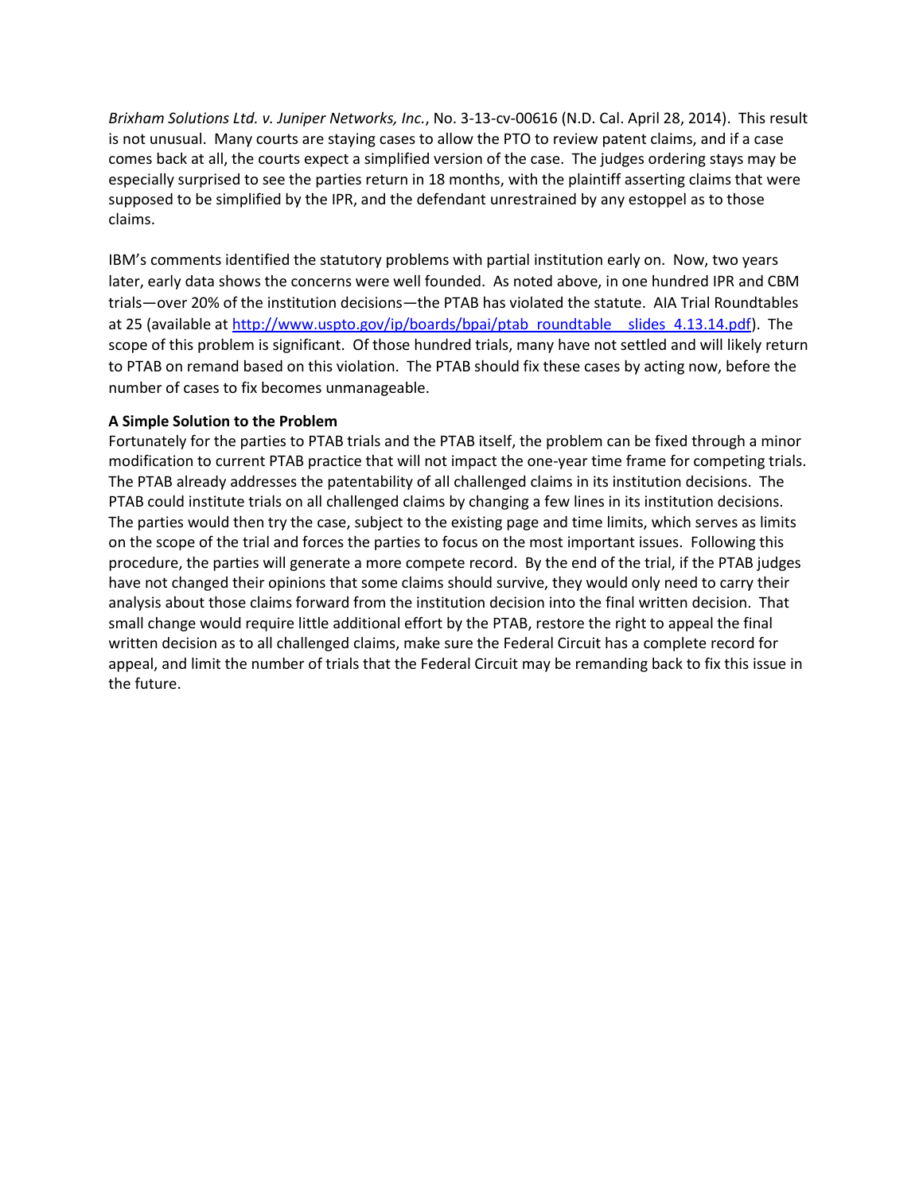*Brixham Solutions Ltd. v. Juniper Networks, Inc.*, No. 3-13-cv-00616 (N.D. Cal. April 28, 2014). This result is not unusual. Many courts are staying cases to allow the PTO to review patent claims, and if a case comes back at all, the courts expect a simplified version of the case. The judges ordering stays may be especially surprised to see the parties return in 18 months, with the plaintiff asserting claims that were supposed to be simplified by the IPR, and the defendant unrestrained by any estoppel as to those claims.

IBM's comments identified the statutory problems with partial institution early on. Now, two years later, early data shows the concerns were well founded. As noted above, in one hundred IPR and CBM trials—over 20% of the institution decisions—the PTAB has violated the statute. AIA Trial Roundtables at 25 (available at http://www.uspto.gov/ip/boards/bpai/ptab_roundtable__slides_4.13.14.pdf). The scope of this problem is significant. Of those hundred trials, many have not settled and will likely return to PTAB on remand based on this violation. The PTAB should fix these cases by acting now, before the number of cases to fix becomes unmanageable.

**A Simple Solution to the Problem**

Fortunately for the parties to PTAB trials and the PTAB itself, the problem can be fixed through a minor modification to current PTAB practice that will not impact the one-year time frame for competing trials. The PTAB already addresses the patentability of all challenged claims in its institution decisions. The PTAB could institute trials on all challenged claims by changing a few lines in its institution decisions. The parties would then try the case, subject to the existing page and time limits, which serves as limits on the scope of the trial and forces the parties to focus on the most important issues. Following this procedure, the parties will generate a more compete record. By the end of the trial, if the PTAB judges have not changed their opinions that some claims should survive, they would only need to carry their analysis about those claims forward from the institution decision into the final written decision. That small change would require little additional effort by the PTAB, restore the right to appeal the final written decision as to all challenged claims, make sure the Federal Circuit has a complete record for appeal, and limit the number of trials that the Federal Circuit may be remanding back to fix this issue in the future.